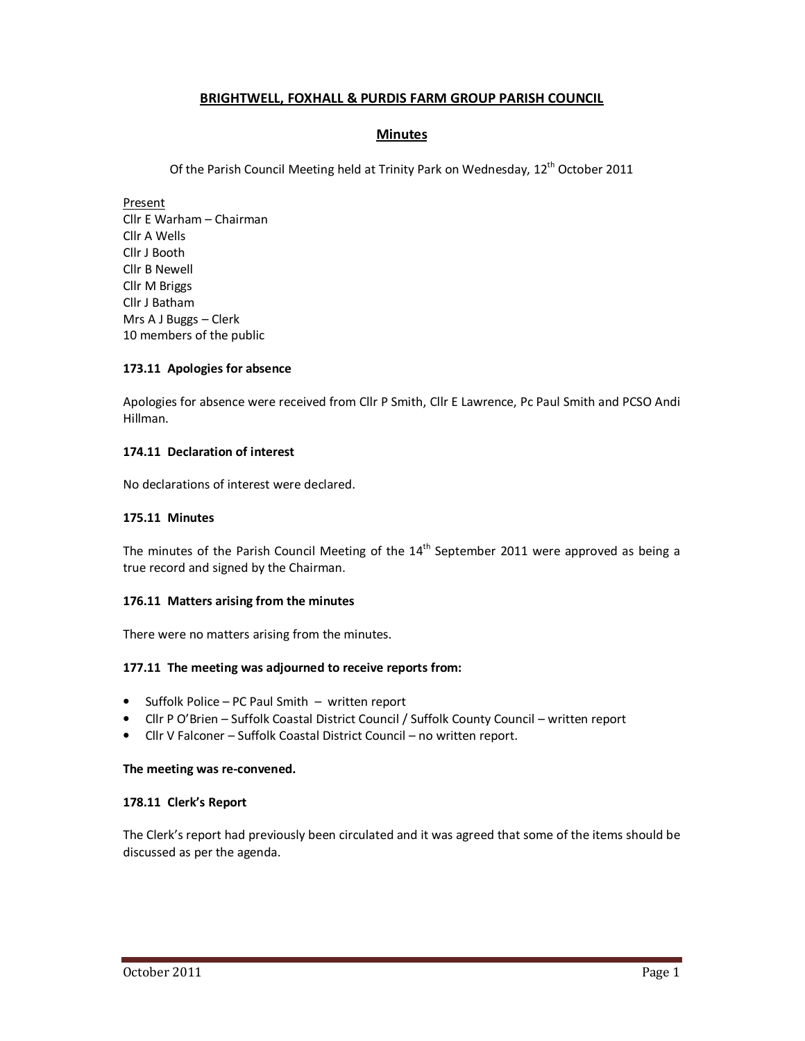# BRIGHTWELL, FOXHALL & PURDIS FARM GROUP PARISH COUNCIL

## Minutes

Of the Parish Council Meeting held at Trinity Park on Wednesday, 12th October 2011

Present
Cllr E Warham – Chairman
Cllr A Wells
Cllr J Booth
Cllr B Newell
Cllr M Briggs
Cllr J Batham
Mrs A J Buggs – Clerk
10 members of the public

### 173.11 Apologies for absence

Apologies for absence were received from Cllr P Smith, Cllr E Lawrence, Pc Paul Smith and PCSO Andi Hillman.

### 174.11 Declaration of interest

No declarations of interest were declared.

### 175.11 Minutes

The minutes of the Parish Council Meeting of the 14th September 2011 were approved as being a true record and signed by the Chairman.

### 176.11 Matters arising from the minutes

There were no matters arising from the minutes.

### 177.11 The meeting was adjourned to receive reports from:

- Suffolk Police – PC Paul Smith – written report
- Cllr P O'Brien – Suffolk Coastal District Council / Suffolk County Council – written report
- Cllr V Falconer – Suffolk Coastal District Council – no written report.

**The meeting was re-convened.**

### 178.11 Clerk's Report

The Clerk's report had previously been circulated and it was agreed that some of the items should be discussed as per the agenda.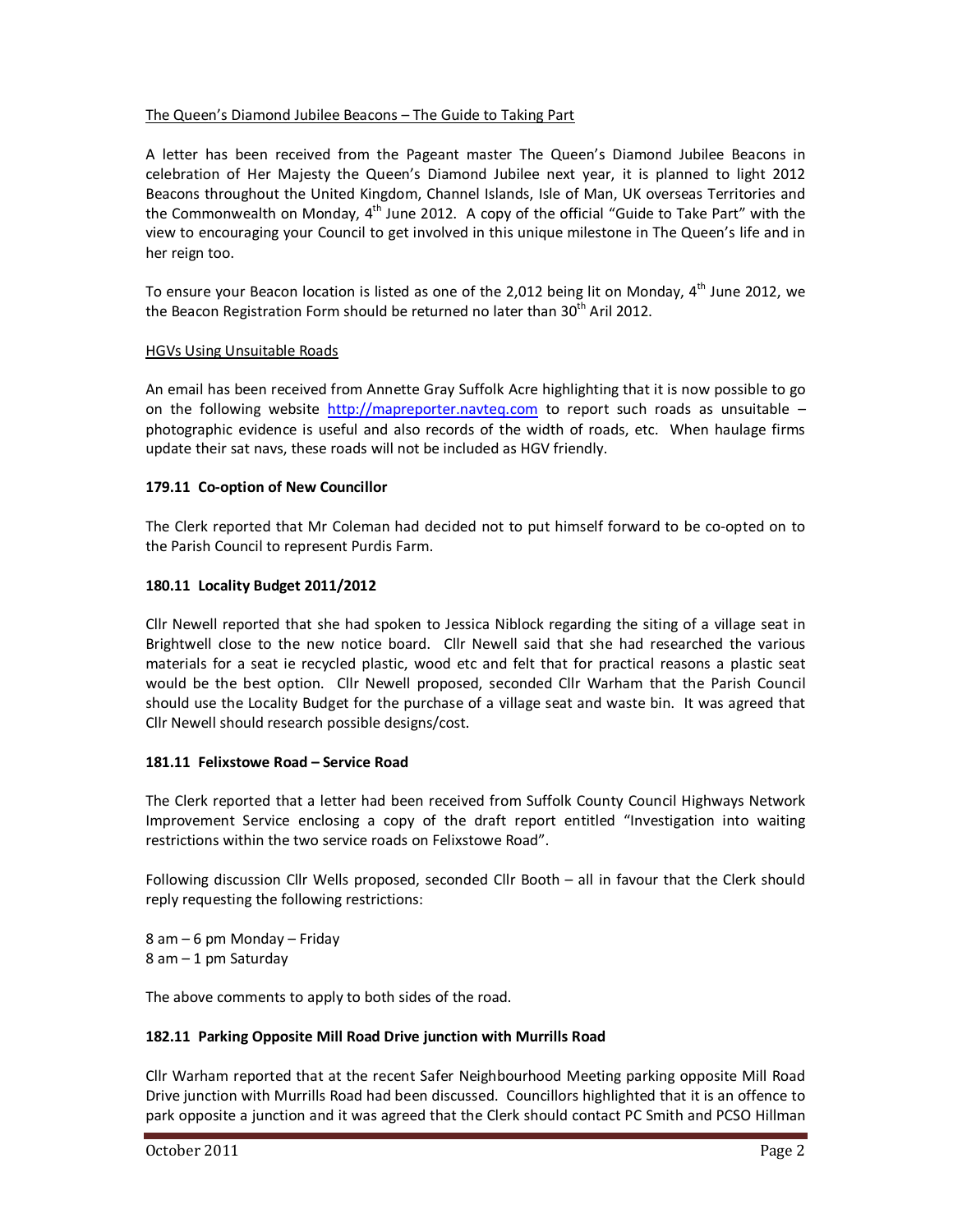The Queen's Diamond Jubilee Beacons – The Guide to Taking Part

A letter has been received from the Pageant master The Queen's Diamond Jubilee Beacons in celebration of Her Majesty the Queen's Diamond Jubilee next year, it is planned to light 2012 Beacons throughout the United Kingdom, Channel Islands, Isle of Man, UK overseas Territories and the Commonwealth on Monday, 4th June 2012. A copy of the official "Guide to Take Part" with the view to encouraging your Council to get involved in this unique milestone in The Queen's life and in her reign too.

To ensure your Beacon location is listed as one of the 2,012 being lit on Monday, 4th June 2012, we the Beacon Registration Form should be returned no later than 30th Aril 2012.

HGVs Using Unsuitable Roads

An email has been received from Annette Gray Suffolk Acre highlighting that it is now possible to go on the following website http://mapreporter.navteq.com to report such roads as unsuitable – photographic evidence is useful and also records of the width of roads, etc. When haulage firms update their sat navs, these roads will not be included as HGV friendly.

**179.11 Co-option of New Councillor**

The Clerk reported that Mr Coleman had decided not to put himself forward to be co-opted on to the Parish Council to represent Purdis Farm.

**180.11 Locality Budget 2011/2012**

Cllr Newell reported that she had spoken to Jessica Niblock regarding the siting of a village seat in Brightwell close to the new notice board. Cllr Newell said that she had researched the various materials for a seat ie recycled plastic, wood etc and felt that for practical reasons a plastic seat would be the best option. Cllr Newell proposed, seconded Cllr Warham that the Parish Council should use the Locality Budget for the purchase of a village seat and waste bin. It was agreed that Cllr Newell should research possible designs/cost.

**181.11 Felixstowe Road – Service Road**

The Clerk reported that a letter had been received from Suffolk County Council Highways Network Improvement Service enclosing a copy of the draft report entitled "Investigation into waiting restrictions within the two service roads on Felixstowe Road".

Following discussion Cllr Wells proposed, seconded Cllr Booth – all in favour that the Clerk should reply requesting the following restrictions:

8 am – 6 pm Monday – Friday
8 am – 1 pm Saturday

The above comments to apply to both sides of the road.

**182.11 Parking Opposite Mill Road Drive junction with Murrills Road**

Cllr Warham reported that at the recent Safer Neighbourhood Meeting parking opposite Mill Road Drive junction with Murrills Road had been discussed. Councillors highlighted that it is an offence to park opposite a junction and it was agreed that the Clerk should contact PC Smith and PCSO Hillman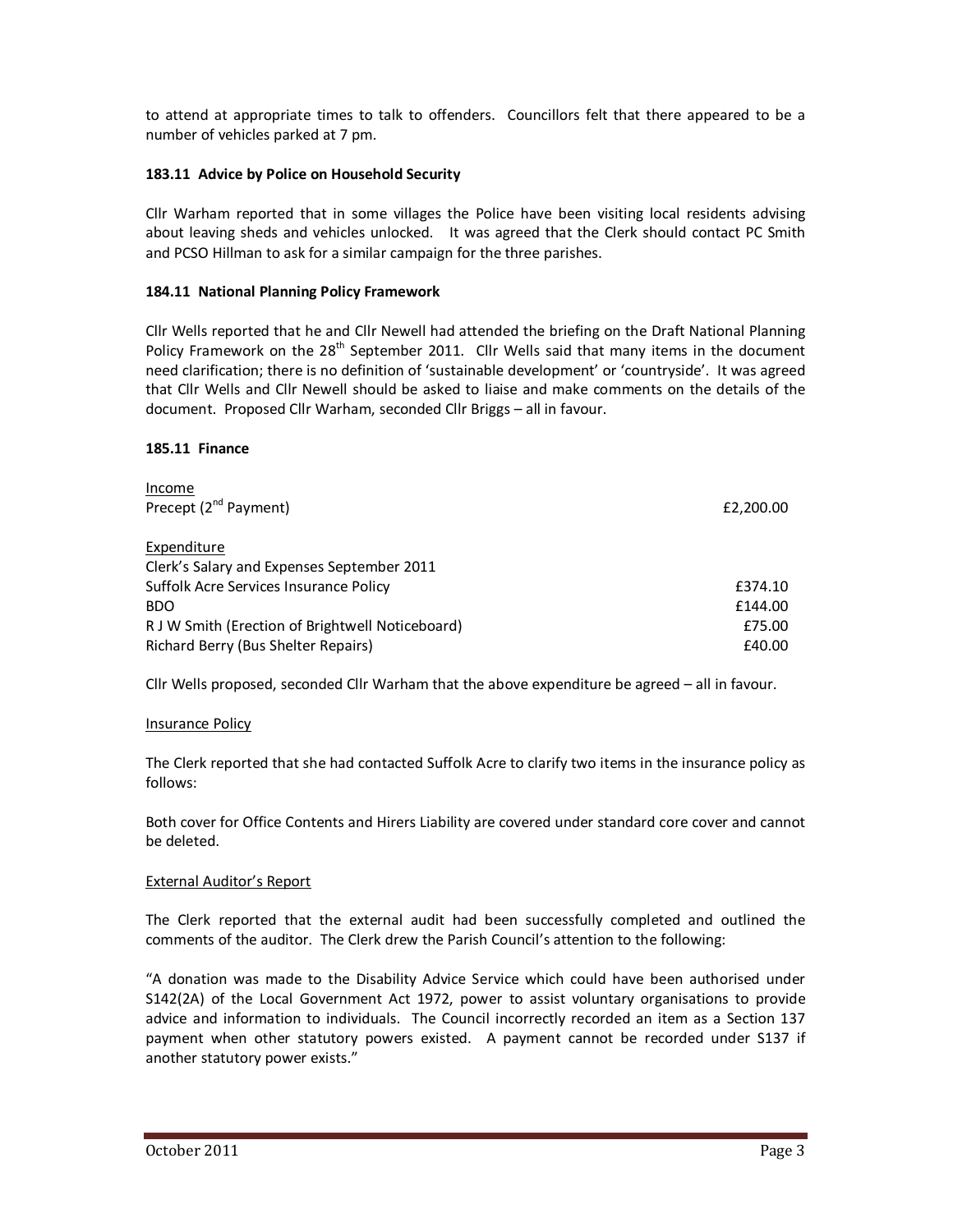to attend at appropriate times to talk to offenders. Councillors felt that there appeared to be a number of vehicles parked at 7 pm.

**183.11 Advice by Police on Household Security**

Cllr Warham reported that in some villages the Police have been visiting local residents advising about leaving sheds and vehicles unlocked. It was agreed that the Clerk should contact PC Smith and PCSO Hillman to ask for a similar campaign for the three parishes.

**184.11 National Planning Policy Framework**

Cllr Wells reported that he and Cllr Newell had attended the briefing on the Draft National Planning Policy Framework on the 28th September 2011. Cllr Wells said that many items in the document need clarification; there is no definition of 'sustainable development' or 'countryside'. It was agreed that Cllr Wells and Cllr Newell should be asked to liaise and make comments on the details of the document. Proposed Cllr Warham, seconded Cllr Briggs – all in favour.

**185.11 Finance**

| | |
|---|---|
| Income | |
| Precept (2nd Payment) | £2,200.00 |
| | |
| Expenditure | |
| Clerk's Salary and Expenses September 2011 | |
| Suffolk Acre Services Insurance Policy | £374.10 |
| BDO | £144.00 |
| R J W Smith (Erection of Brightwell Noticeboard) | £75.00 |
| Richard Berry (Bus Shelter Repairs) | £40.00 |

Cllr Wells proposed, seconded Cllr Warham that the above expenditure be agreed – all in favour.

Insurance Policy

The Clerk reported that she had contacted Suffolk Acre to clarify two items in the insurance policy as follows:

Both cover for Office Contents and Hirers Liability are covered under standard core cover and cannot be deleted.

External Auditor's Report

The Clerk reported that the external audit had been successfully completed and outlined the comments of the auditor. The Clerk drew the Parish Council's attention to the following:

"A donation was made to the Disability Advice Service which could have been authorised under S142(2A) of the Local Government Act 1972, power to assist voluntary organisations to provide advice and information to individuals. The Council incorrectly recorded an item as a Section 137 payment when other statutory powers existed. A payment cannot be recorded under S137 if another statutory power exists."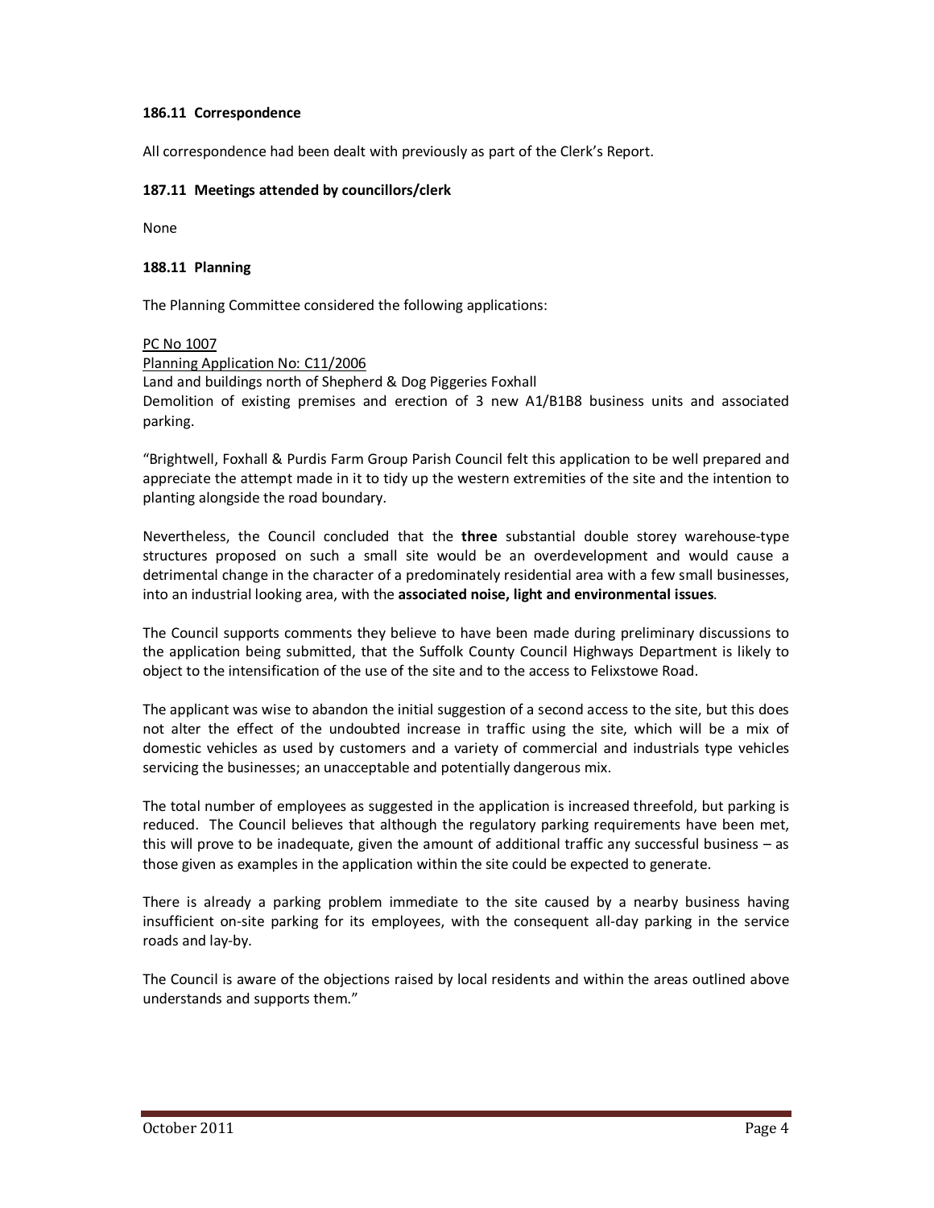**186.11 Correspondence**

All correspondence had been dealt with previously as part of the Clerk's Report.

**187.11 Meetings attended by councillors/clerk**

None

**188.11 Planning**

The Planning Committee considered the following applications:

PC No 1007
Planning Application No: C11/2006
Land and buildings north of Shepherd & Dog Piggeries Foxhall
Demolition of existing premises and erection of 3 new A1/B1B8 business units and associated parking.

"Brightwell, Foxhall & Purdis Farm Group Parish Council felt this application to be well prepared and appreciate the attempt made in it to tidy up the western extremities of the site and the intention to planting alongside the road boundary.

Nevertheless, the Council concluded that the **three** substantial double storey warehouse-type structures proposed on such a small site would be an overdevelopment and would cause a detrimental change in the character of a predominately residential area with a few small businesses, into an industrial looking area, with the **associated noise, light and environmental issues**.

The Council supports comments they believe to have been made during preliminary discussions to the application being submitted, that the Suffolk County Council Highways Department is likely to object to the intensification of the use of the site and to the access to Felixstowe Road.

The applicant was wise to abandon the initial suggestion of a second access to the site, but this does not alter the effect of the undoubted increase in traffic using the site, which will be a mix of domestic vehicles as used by customers and a variety of commercial and industrials type vehicles servicing the businesses; an unacceptable and potentially dangerous mix.

The total number of employees as suggested in the application is increased threefold, but parking is reduced. The Council believes that although the regulatory parking requirements have been met, this will prove to be inadequate, given the amount of additional traffic any successful business – as those given as examples in the application within the site could be expected to generate.

There is already a parking problem immediate to the site caused by a nearby business having insufficient on-site parking for its employees, with the consequent all-day parking in the service roads and lay-by.

The Council is aware of the objections raised by local residents and within the areas outlined above understands and supports them."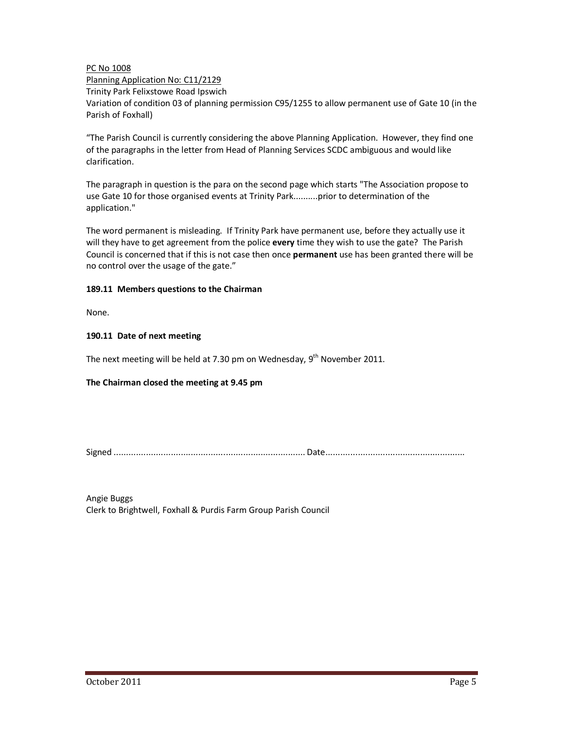<u>PC No 1008</u>
<u>Planning Application No: C11/2129</u>
Trinity Park Felixstowe Road Ipswich
Variation of condition 03 of planning permission C95/1255 to allow permanent use of Gate 10 (in the Parish of Foxhall)

"The Parish Council is currently considering the above Planning Application. However, they find one of the paragraphs in the letter from Head of Planning Services SCDC ambiguous and would like clarification.

The paragraph in question is the para on the second page which starts "The Association propose to use Gate 10 for those organised events at Trinity Park..........prior to determination of the application."

The word permanent is misleading. If Trinity Park have permanent use, before they actually use it will they have to get agreement from the police **every** time they wish to use the gate? The Parish Council is concerned that if this is not case then once **permanent** use has been granted there will be no control over the usage of the gate."

**189.11 Members questions to the Chairman**

None.

**190.11 Date of next meeting**

The next meeting will be held at 7.30 pm on Wednesday, 9th November 2011.

**The Chairman closed the meeting at 9.45 pm**

Signed ............................................................................ Date.......................................................

Angie Buggs
Clerk to Brightwell, Foxhall & Purdis Farm Group Parish Council